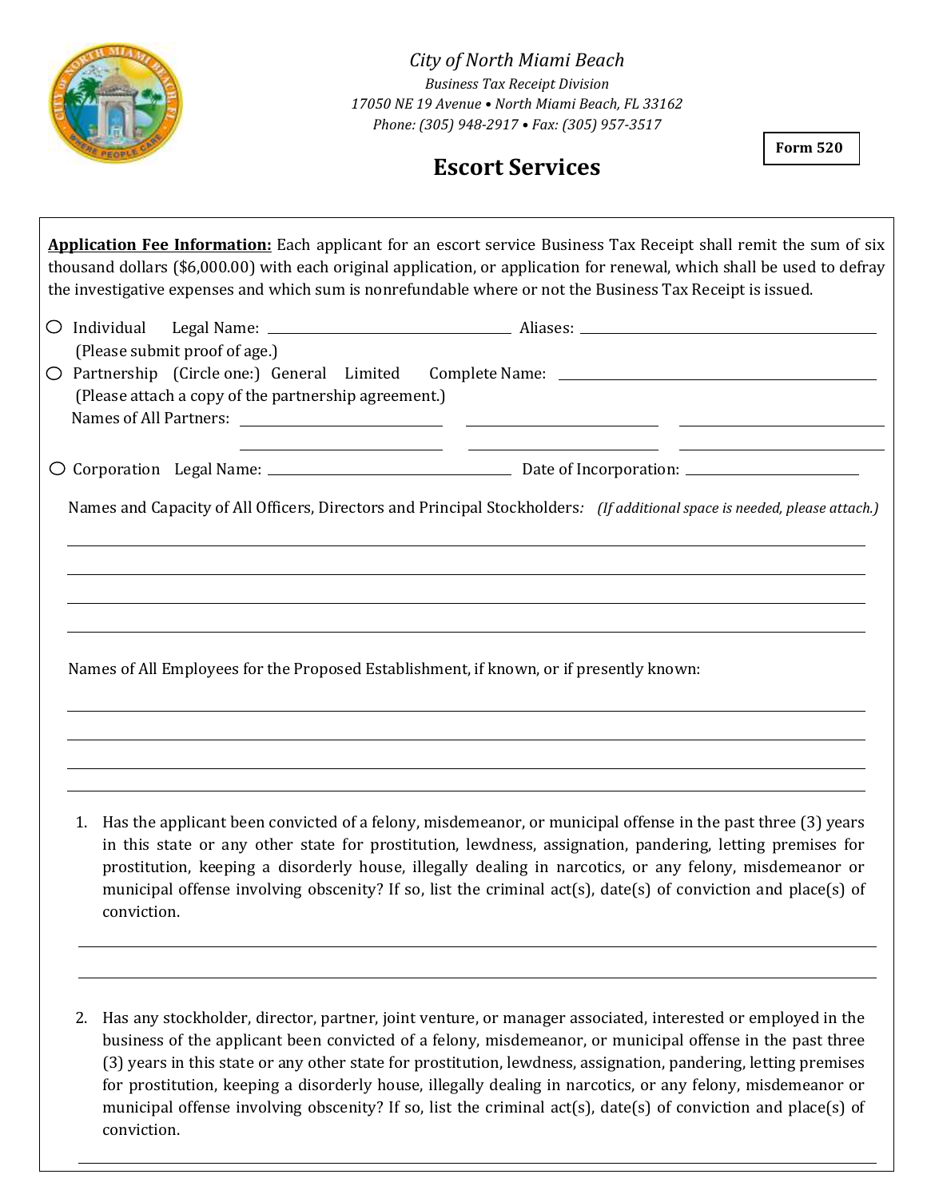*City of North Miami Beach*

*Business Tax Receipt Division*

*17050 NE 19 Avenue • North Miami Beach, FL 33162*

*Phone: (305) 948-2917 • Fax: (305) 957-3517*

**Form 520**

# Escort Services

**Application Fee Information:** Each applicant for an escort service Business Tax Receipt shall remit the sum of six thousand dollars ($6,000.00) with each original application, or application for renewal, which shall be used to defray the investigative expenses and which sum is nonrefundable where or not the Business Tax Receipt is issued.

○ Individual  Legal Name: ______________________ Aliases: ______________________
(Please submit proof of age.)

○ Partnership (Circle one:) General Limited  Complete Name: ______________________
(Please attach a copy of the partnership agreement.)
Names of All Partners: ______________ ______________ ______________
______________ ______________ ______________

○ Corporation  Legal Name: ______________________ Date of Incorporation: ______________

Names and Capacity of All Officers, Directors and Principal Stockholders*: (If additional space is needed, please attach.)*

______________________________________________________________

______________________________________________________________

______________________________________________________________

______________________________________________________________

Names of All Employees for the Proposed Establishment, if known, or if presently known:

______________________________________________________________

______________________________________________________________

______________________________________________________________

______________________________________________________________

1. Has the applicant been convicted of a felony, misdemeanor, or municipal offense in the past three (3) years in this state or any other state for prostitution, lewdness, assignation, pandering, letting premises for prostitution, keeping a disorderly house, illegally dealing in narcotics, or any felony, misdemeanor or municipal offense involving obscenity? If so, list the criminal act(s), date(s) of conviction and place(s) of conviction.

______________________________________________________________

______________________________________________________________

2. Has any stockholder, director, partner, joint venture, or manager associated, interested or employed in the business of the applicant been convicted of a felony, misdemeanor, or municipal offense in the past three (3) years in this state or any other state for prostitution, lewdness, assignation, pandering, letting premises for prostitution, keeping a disorderly house, illegally dealing in narcotics, or any felony, misdemeanor or municipal offense involving obscenity? If so, list the criminal act(s), date(s) of conviction and place(s) of conviction.

______________________________________________________________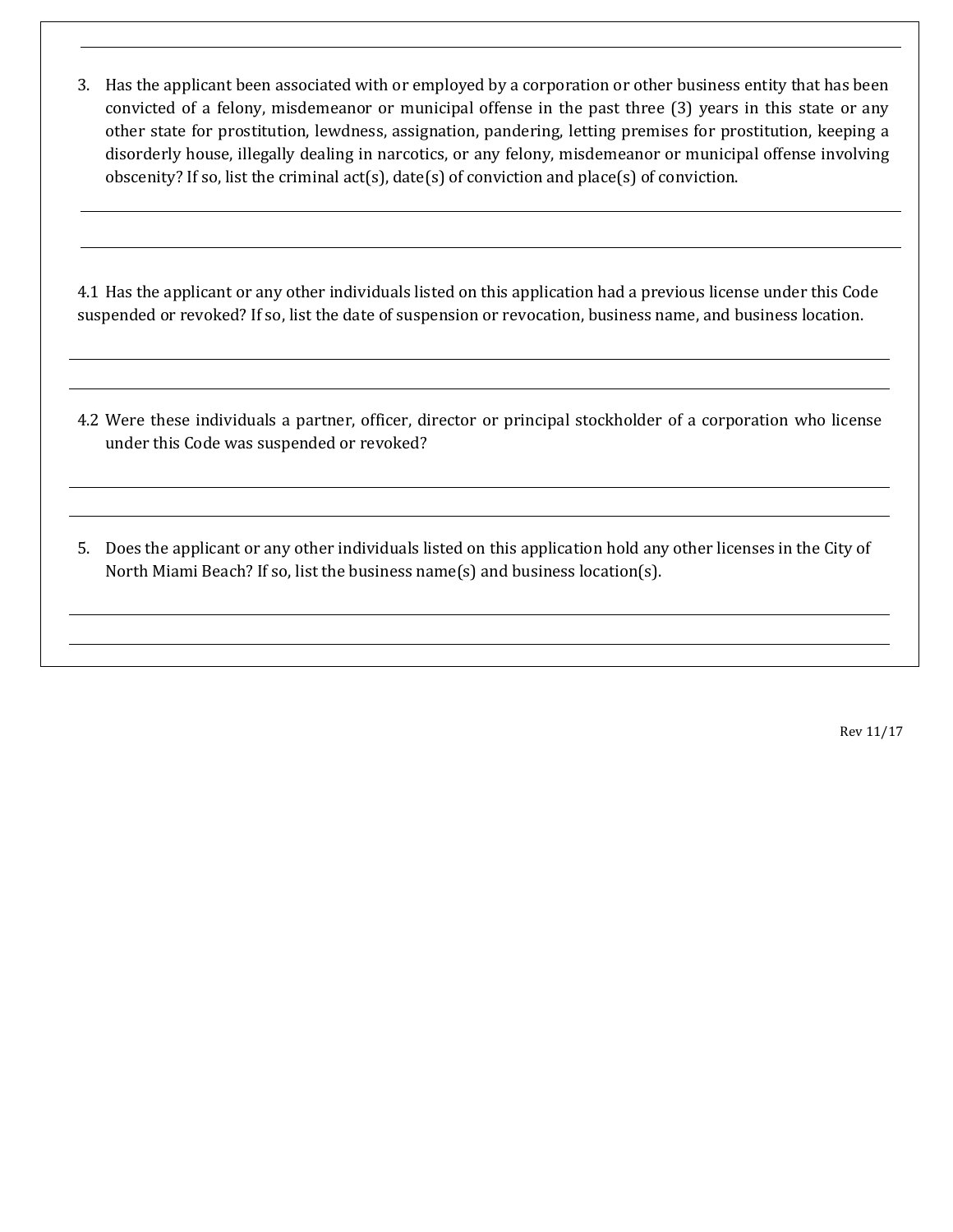3. Has the applicant been associated with or employed by a corporation or other business entity that has been convicted of a felony, misdemeanor or municipal offense in the past three (3) years in this state or any other state for prostitution, lewdness, assignation, pandering, letting premises for prostitution, keeping a disorderly house, illegally dealing in narcotics, or any felony, misdemeanor or municipal offense involving obscenity? If so, list the criminal act(s), date(s) of conviction and place(s) of conviction.

4.1 Has the applicant or any other individuals listed on this application had a previous license under this Code suspended or revoked? If so, list the date of suspension or revocation, business name, and business location.

4.2 Were these individuals a partner, officer, director or principal stockholder of a corporation who license under this Code was suspended or revoked?

5. Does the applicant or any other individuals listed on this application hold any other licenses in the City of North Miami Beach? If so, list the business name(s) and business location(s).

Rev 11/17